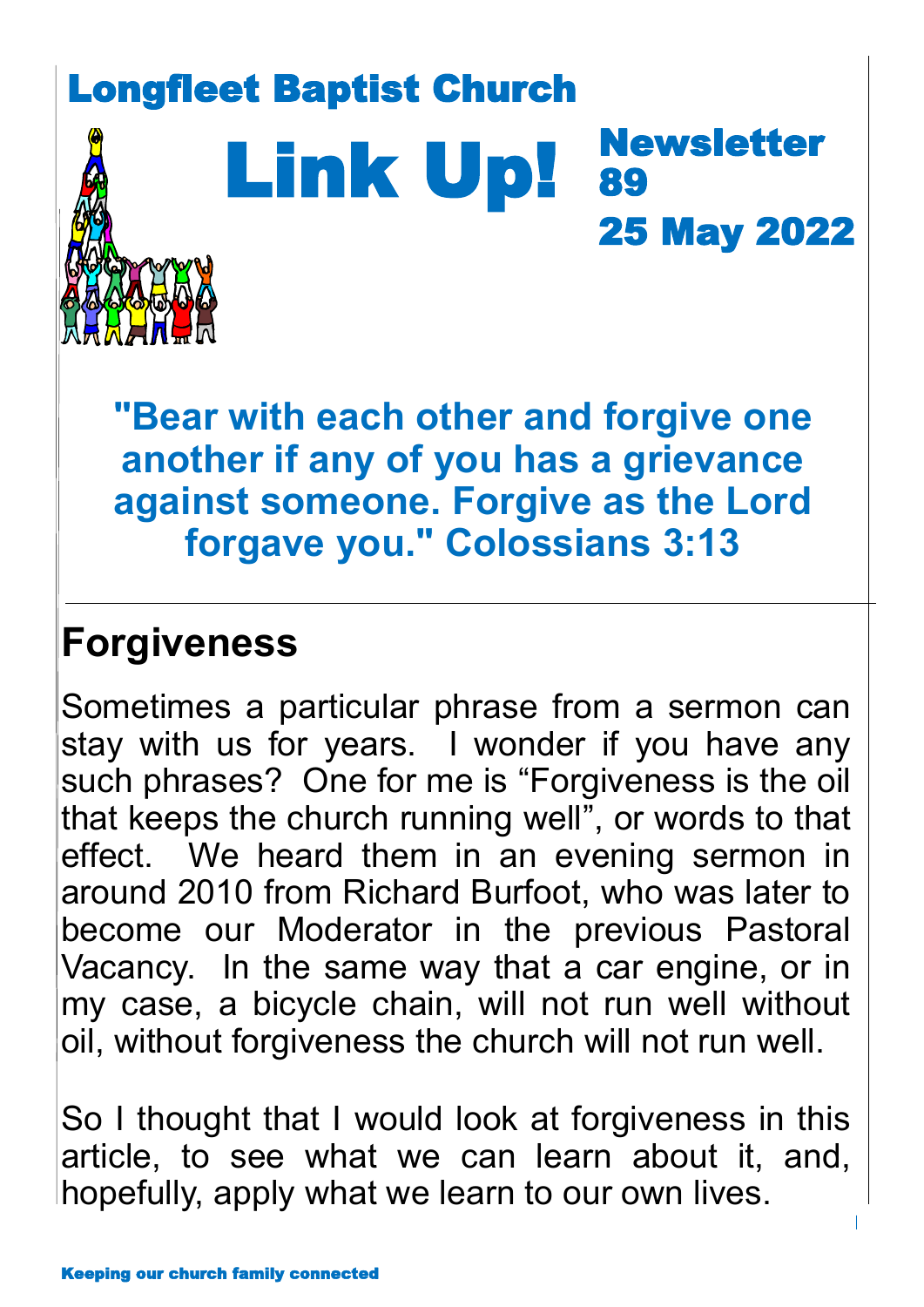# Longfleet Baptist Church

# Link Up!

## Newsletter 89

## 25 May 2022

**"Bear with each other and forgive one another if any of you has a grievance against someone. Forgive as the Lord forgave you." Colossians 3:13**

## Forgiveness

Sometimes a particular phrase from a sermon can stay with us for years. I wonder if you have any such phrases? One for me is "Forgiveness is the oil that keeps the church running well", or words to that effect. We heard them in an evening sermon in around 2010 from Richard Burfoot, who was later to become our Moderator in the previous Pastoral Vacancy. In the same way that a car engine, or in my case, a bicycle chain, will not run well without oil, without forgiveness the church will not run well.

So I thought that I would look at forgiveness in this article, to see what we can learn about it, and, hopefully, apply what we learn to our own lives.

Keeping our church family connected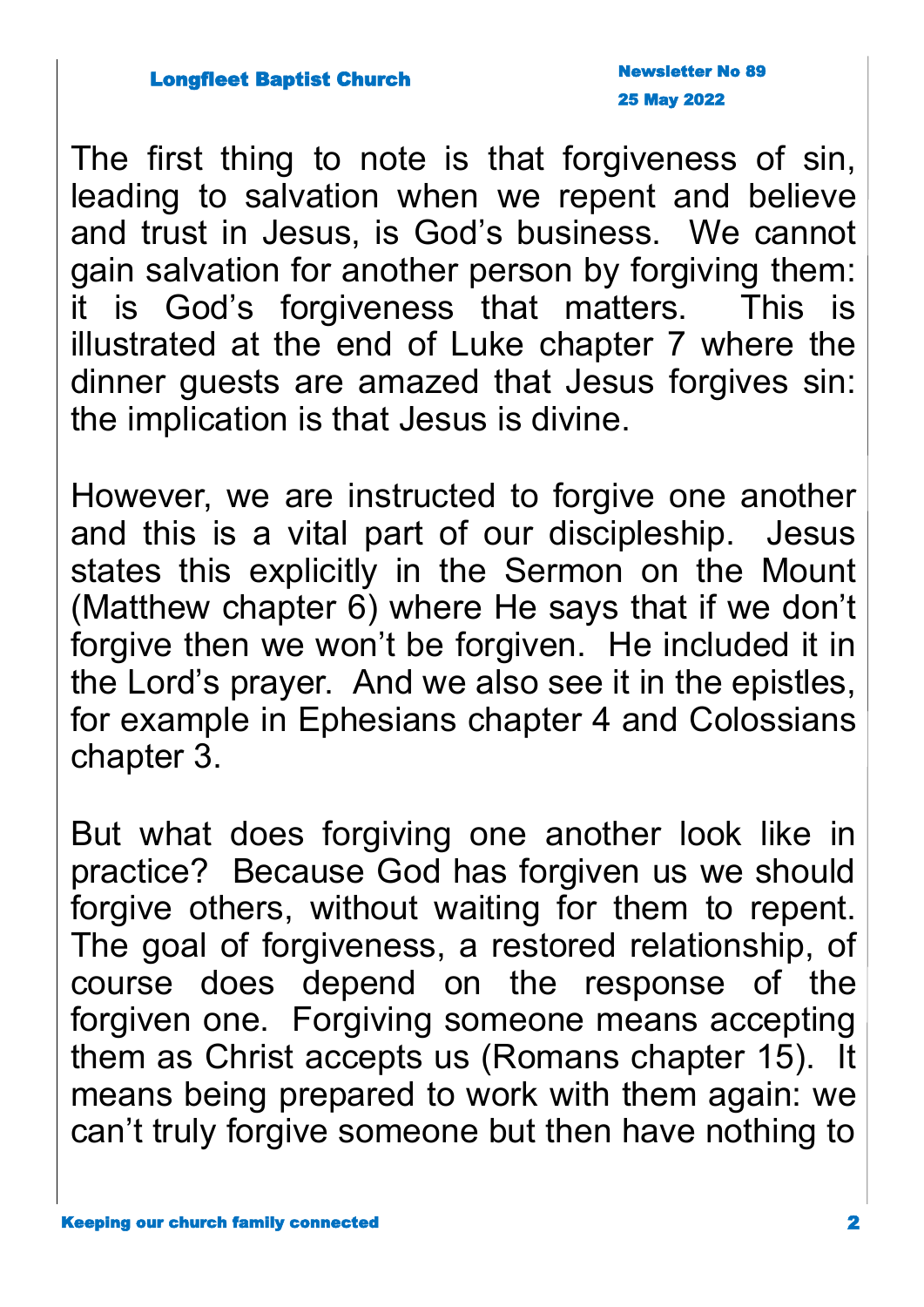The first thing to note is that forgiveness of sin, leading to salvation when we repent and believe and trust in Jesus, is God's business. We cannot gain salvation for another person by forgiving them: it is God's forgiveness that matters. This is illustrated at the end of Luke chapter 7 where the dinner guests are amazed that Jesus forgives sin: the implication is that Jesus is divine.

However, we are instructed to forgive one another and this is a vital part of our discipleship. Jesus states this explicitly in the Sermon on the Mount (Matthew chapter 6) where He says that if we don't forgive then we won't be forgiven. He included it in the Lord's prayer. And we also see it in the epistles, for example in Ephesians chapter 4 and Colossians chapter 3.

But what does forgiving one another look like in practice? Because God has forgiven us we should forgive others, without waiting for them to repent. The goal of forgiveness, a restored relationship, of course does depend on the response of the forgiven one. Forgiving someone means accepting them as Christ accepts us (Romans chapter 15). It means being prepared to work with them again: we can't truly forgive someone but then have nothing to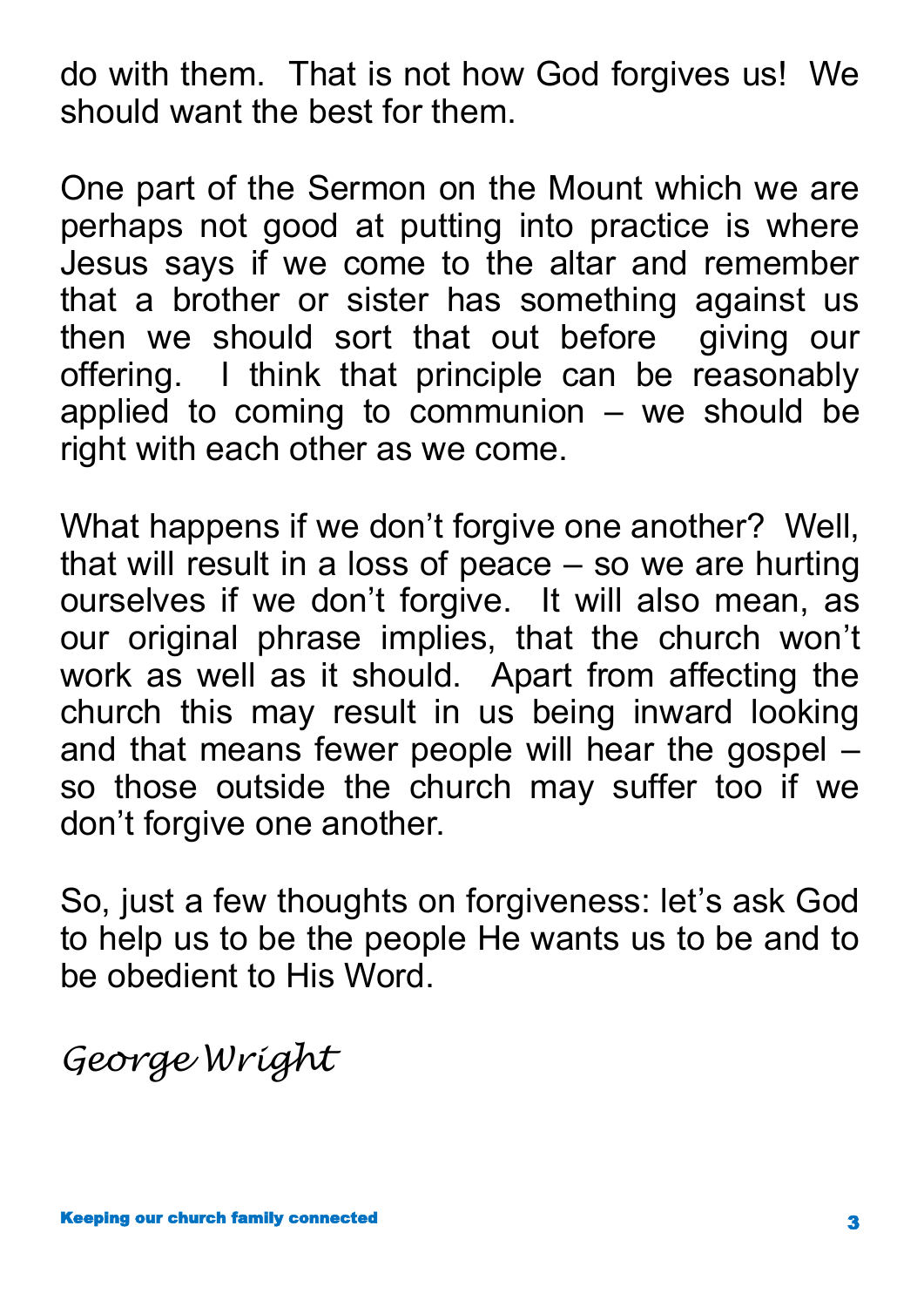do with them. That is not how God forgives us! We should want the best for them.

One part of the Sermon on the Mount which we are perhaps not good at putting into practice is where Jesus says if we come to the altar and remember that a brother or sister has something against us then we should sort that out before giving our offering. I think that principle can be reasonably applied to coming to communion – we should be right with each other as we come.

What happens if we don't forgive one another? Well, that will result in a loss of peace – so we are hurting ourselves if we don't forgive. It will also mean, as our original phrase implies, that the church won't work as well as it should. Apart from affecting the church this may result in us being inward looking and that means fewer people will hear the gospel – so those outside the church may suffer too if we don't forgive one another.

So, just a few thoughts on forgiveness: let's ask God to help us to be the people He wants us to be and to be obedient to His Word.

*George Wright*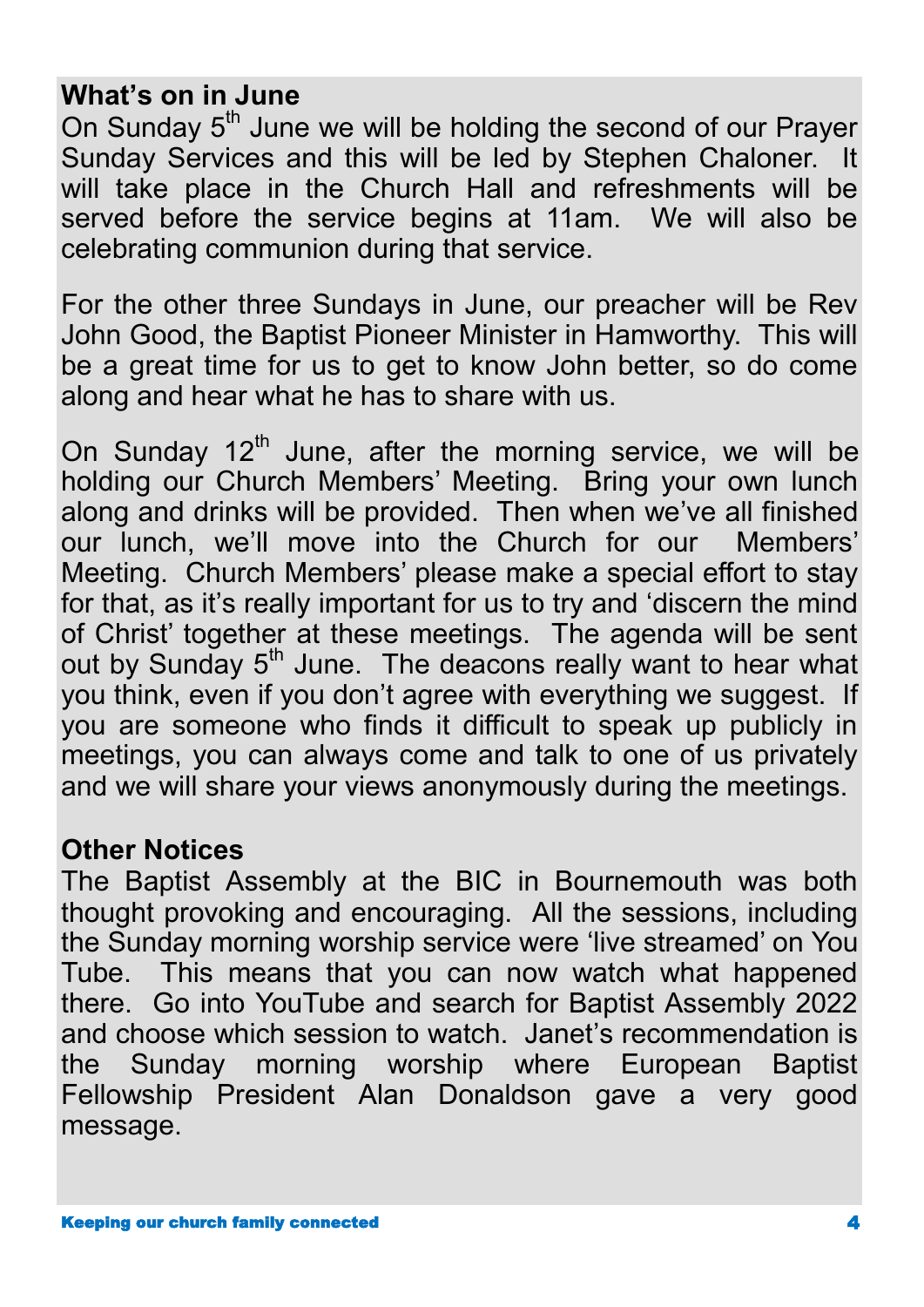## What's on in June

On Sunday 5th June we will be holding the second of our Prayer Sunday Services and this will be led by Stephen Chaloner. It will take place in the Church Hall and refreshments will be served before the service begins at 11am. We will also be celebrating communion during that service.

For the other three Sundays in June, our preacher will be Rev John Good, the Baptist Pioneer Minister in Hamworthy. This will be a great time for us to get to know John better, so do come along and hear what he has to share with us.

On Sunday 12th June, after the morning service, we will be holding our Church Members' Meeting. Bring your own lunch along and drinks will be provided. Then when we've all finished our lunch, we'll move into the Church for our Members' Meeting. Church Members' please make a special effort to stay for that, as it's really important for us to try and 'discern the mind of Christ' together at these meetings. The agenda will be sent out by Sunday 5th June. The deacons really want to hear what you think, even if you don't agree with everything we suggest. If you are someone who finds it difficult to speak up publicly in meetings, you can always come and talk to one of us privately and we will share your views anonymously during the meetings.

## Other Notices

The Baptist Assembly at the BIC in Bournemouth was both thought provoking and encouraging. All the sessions, including the Sunday morning worship service were 'live streamed' on You Tube. This means that you can now watch what happened there. Go into YouTube and search for Baptist Assembly 2022 and choose which session to watch. Janet's recommendation is the Sunday morning worship where European Baptist Fellowship President Alan Donaldson gave a very good message.